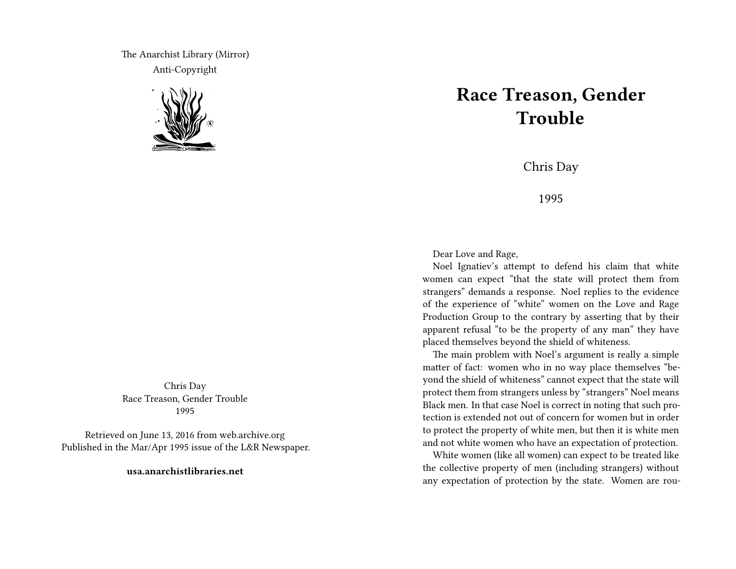The Anarchist Library (Mirror)
Anti-Copyright

Chris Day
Race Treason, Gender Trouble
1995

Retrieved on June 13, 2016 from web.archive.org
Published in the Mar/Apr 1995 issue of the L&R Newspaper.

**usa.anarchistlibraries.net**

# Race Treason, Gender Trouble

Chris Day

1995

Dear Love and Rage,

Noel Ignatiev's attempt to defend his claim that white women can expect "that the state will protect them from strangers" demands a response. Noel replies to the evidence of the experience of "white" women on the Love and Rage Production Group to the contrary by asserting that by their apparent refusal "to be the property of any man" they have placed themselves beyond the shield of whiteness.

The main problem with Noel's argument is really a simple matter of fact: women who in no way place themselves "beyond the shield of whiteness" cannot expect that the state will protect them from strangers unless by "strangers" Noel means Black men. In that case Noel is correct in noting that such protection is extended not out of concern for women but in order to protect the property of white men, but then it is white men and not white women who have an expectation of protection.

White women (like all women) can expect to be treated like the collective property of men (including strangers) without any expectation of protection by the state. Women are rou-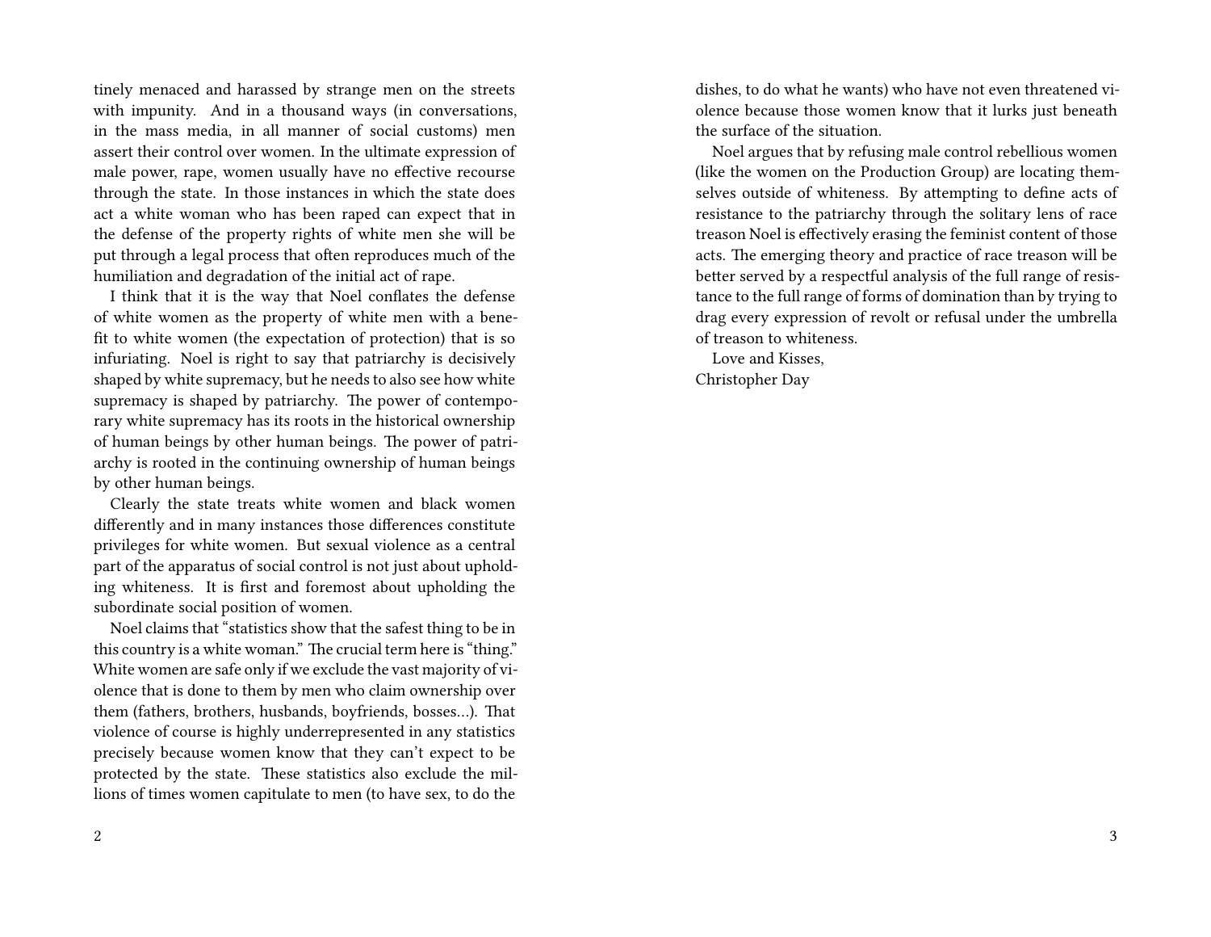tinely menaced and harassed by strange men on the streets with impunity. And in a thousand ways (in conversations, in the mass media, in all manner of social customs) men assert their control over women. In the ultimate expression of male power, rape, women usually have no effective recourse through the state. In those instances in which the state does act a white woman who has been raped can expect that in the defense of the property rights of white men she will be put through a legal process that often reproduces much of the humiliation and degradation of the initial act of rape.

I think that it is the way that Noel conflates the defense of white women as the property of white men with a benefit to white women (the expectation of protection) that is so infuriating. Noel is right to say that patriarchy is decisively shaped by white supremacy, but he needs to also see how white supremacy is shaped by patriarchy. The power of contemporary white supremacy has its roots in the historical ownership of human beings by other human beings. The power of patriarchy is rooted in the continuing ownership of human beings by other human beings.

Clearly the state treats white women and black women differently and in many instances those differences constitute privileges for white women. But sexual violence as a central part of the apparatus of social control is not just about upholding whiteness. It is first and foremost about upholding the subordinate social position of women.

Noel claims that "statistics show that the safest thing to be in this country is a white woman." The crucial term here is "thing." White women are safe only if we exclude the vast majority of violence that is done to them by men who claim ownership over them (fathers, brothers, husbands, boyfriends, bosses…). That violence of course is highly underrepresented in any statistics precisely because women know that they can't expect to be protected by the state. These statistics also exclude the millions of times women capitulate to men (to have sex, to do the dishes, to do what he wants) who have not even threatened violence because those women know that it lurks just beneath the surface of the situation.

Noel argues that by refusing male control rebellious women (like the women on the Production Group) are locating themselves outside of whiteness. By attempting to define acts of resistance to the patriarchy through the solitary lens of race treason Noel is effectively erasing the feminist content of those acts. The emerging theory and practice of race treason will be better served by a respectful analysis of the full range of resistance to the full range of forms of domination than by trying to drag every expression of revolt or refusal under the umbrella of treason to whiteness.

Love and Kisses,
Christopher Day